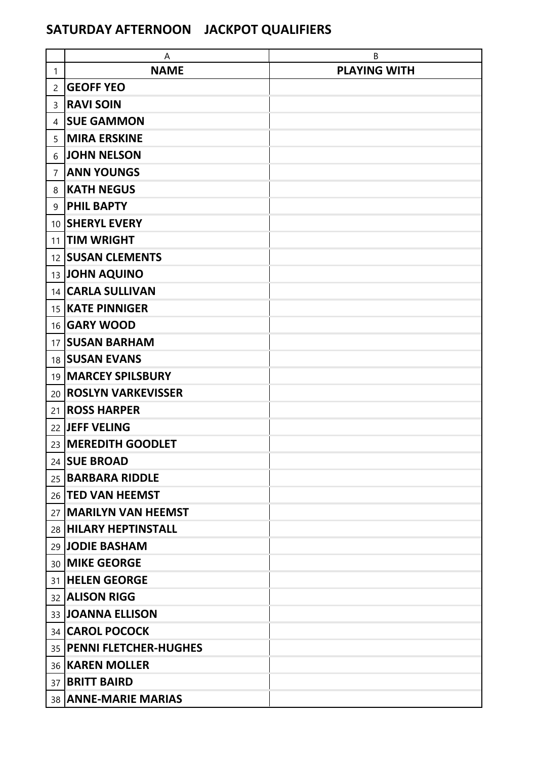# SATURDAY AFTERNOON JACKPOT QUALIFIERS

| | A | B |
|---|---|---|
| 1 | **NAME** | **PLAYING WITH** |
| 2 | **GEOFF YEO** | |
| 3 | **RAVI SOIN** | |
| 4 | **SUE GAMMON** | |
| 5 | **MIRA ERSKINE** | |
| 6 | **JOHN NELSON** | |
| 7 | **ANN YOUNGS** | |
| 8 | **KATH NEGUS** | |
| 9 | **PHIL BAPTY** | |
| 10 | **SHERYL EVERY** | |
| 11 | **TIM WRIGHT** | |
| 12 | **SUSAN CLEMENTS** | |
| 13 | **JOHN AQUINO** | |
| 14 | **CARLA SULLIVAN** | |
| 15 | **KATE PINNIGER** | |
| 16 | **GARY WOOD** | |
| 17 | **SUSAN BARHAM** | |
| 18 | **SUSAN EVANS** | |
| 19 | **MARCEY SPILSBURY** | |
| 20 | **ROSLYN VARKEVISSER** | |
| 21 | **ROSS HARPER** | |
| 22 | **JEFF VELING** | |
| 23 | **MEREDITH GOODLET** | |
| 24 | **SUE BROAD** | |
| 25 | **BARBARA RIDDLE** | |
| 26 | **TED VAN HEEMST** | |
| 27 | **MARILYN VAN HEEMST** | |
| 28 | **HILARY HEPTINSTALL** | |
| 29 | **JODIE BASHAM** | |
| 30 | **MIKE GEORGE** | |
| 31 | **HELEN GEORGE** | |
| 32 | **ALISON RIGG** | |
| 33 | **JOANNA ELLISON** | |
| 34 | **CAROL POCOCK** | |
| 35 | **PENNI FLETCHER-HUGHES** | |
| 36 | **KAREN MOLLER** | |
| 37 | **BRITT BAIRD** | |
| 38 | **ANNE-MARIE MARIAS** | |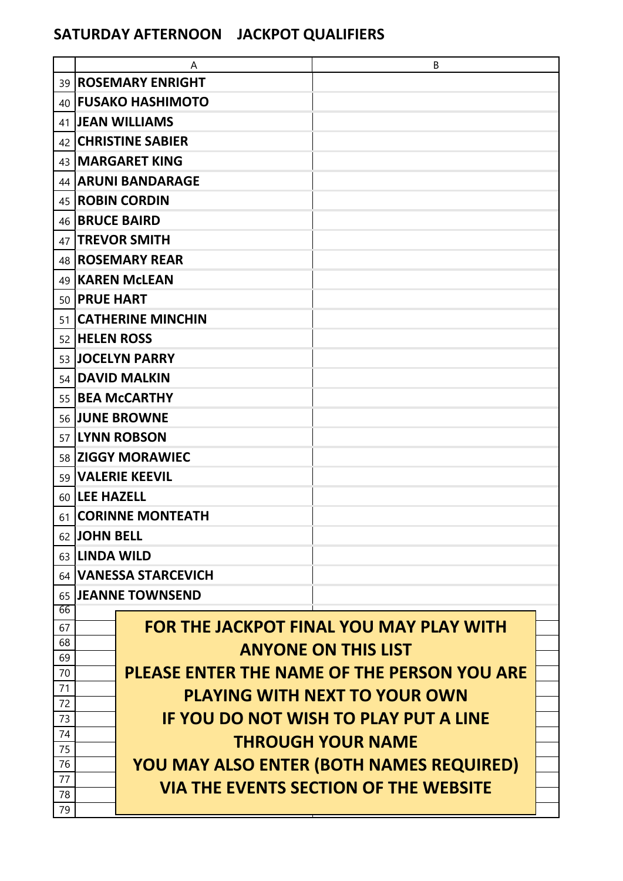# SATURDAY AFTERNOON JACKPOT QUALIFIERS

| | A | B |
|---|---|---|
| 39 | **ROSEMARY ENRIGHT** | |
| 40 | **FUSAKO HASHIMOTO** | |
| 41 | **JEAN WILLIAMS** | |
| 42 | **CHRISTINE SABIER** | |
| 43 | **MARGARET KING** | |
| 44 | **ARUNI BANDARAGE** | |
| 45 | **ROBIN CORDIN** | |
| 46 | **BRUCE BAIRD** | |
| 47 | **TREVOR SMITH** | |
| 48 | **ROSEMARY REAR** | |
| 49 | **KAREN McLEAN** | |
| 50 | **PRUE HART** | |
| 51 | **CATHERINE MINCHIN** | |
| 52 | **HELEN ROSS** | |
| 53 | **JOCELYN PARRY** | |
| 54 | **DAVID MALKIN** | |
| 55 | **BEA McCARTHY** | |
| 56 | **JUNE BROWNE** | |
| 57 | **LYNN ROBSON** | |
| 58 | **ZIGGY MORAWIEC** | |
| 59 | **VALERIE KEEVIL** | |
| 60 | **LEE HAZELL** | |
| 61 | **CORINNE MONTEATH** | |
| 62 | **JOHN BELL** | |
| 63 | **LINDA WILD** | |
| 64 | **VANESSA STARCEVICH** | |
| 65 | **JEANNE TOWNSEND** | |
| 66 | | |
| 67 | | |
| 68 | | |
| 69 | | |
| 70 | | |
| 71 | | |
| 72 | | |
| 73 | | |
| 74 | | |
| 75 | | |
| 76 | | |
| 77 | | |
| 78 | | |
| 79 | | |

**FOR THE JACKPOT FINAL YOU MAY PLAY WITH ANYONE ON THIS LIST**

**PLEASE ENTER THE NAME OF THE PERSON YOU ARE PLAYING WITH NEXT TO YOUR OWN**

**IF YOU DO NOT WISH TO PLAY PUT A LINE THROUGH YOUR NAME**

**YOU MAY ALSO ENTER (BOTH NAMES REQUIRED) VIA THE EVENTS SECTION OF THE WEBSITE**